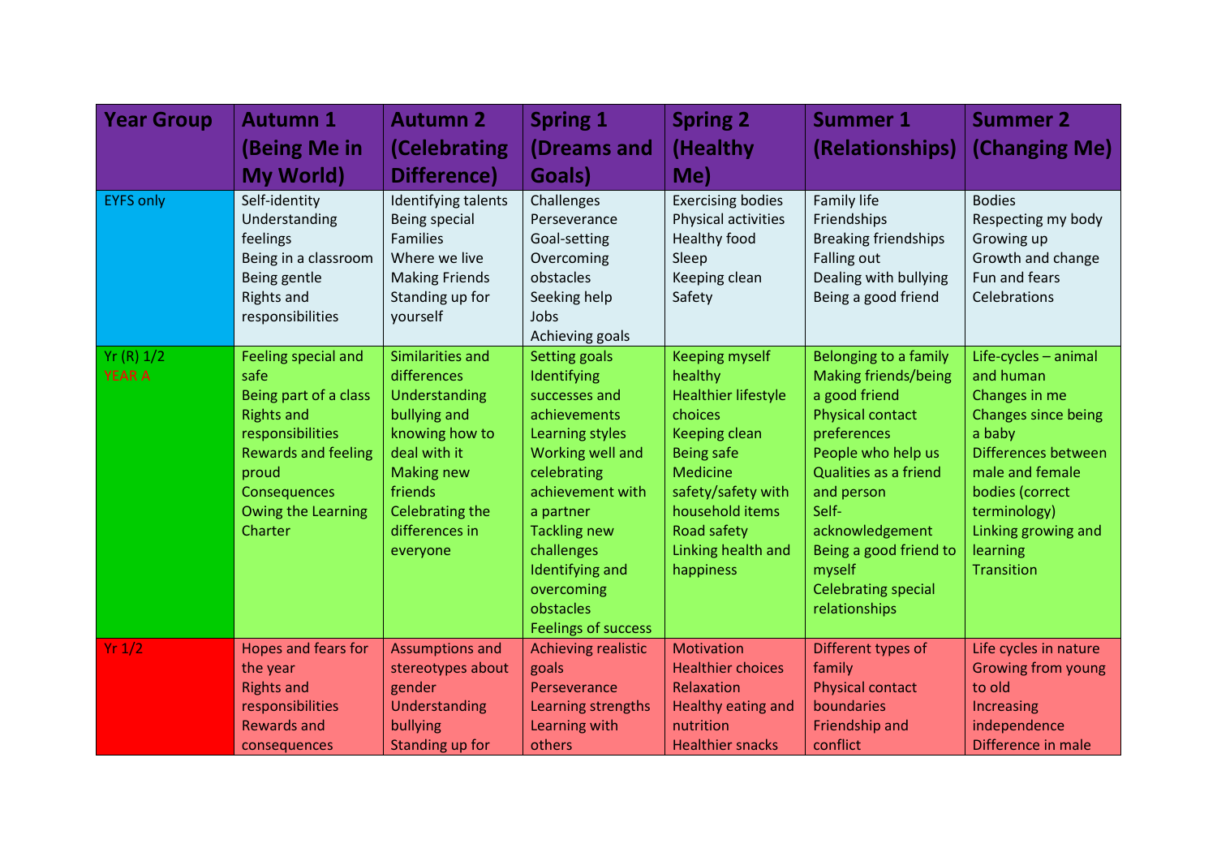| Year Group | Autumn 1 (Being Me in My World) | Autumn 2 (Celebrating Difference) | Spring 1 (Dreams and Goals) | Spring 2 (Healthy Me) | Summer 1 (Relationships) | Summer 2 (Changing Me) |
|---|---|---|---|---|---|---|
| EYFS only | Self-identity<br>Understanding feelings<br>Being in a classroom<br>Being gentle<br>Rights and responsibilities | Identifying talents<br>Being special<br>Families<br>Where we live<br>Making Friends<br>Standing up for yourself | Challenges<br>Perseverance<br>Goal-setting<br>Overcoming obstacles<br>Seeking help<br>Jobs<br>Achieving goals | Exercising bodies<br>Physical activities<br>Healthy food<br>Sleep<br>Keeping clean<br>Safety | Family life<br>Friendships<br>Breaking friendships<br>Falling out<br>Dealing with bullying<br>Being a good friend | Bodies<br>Respecting my body<br>Growing up<br>Growth and change<br>Fun and fears<br>Celebrations |
| Yr (R) 1/2<br>YEAR A | Feeling special and safe<br>Being part of a class<br>Rights and responsibilities<br>Rewards and feeling proud<br>Consequences<br>Owing the Learning Charter | Similarities and differences<br>Understanding bullying and knowing how to deal with it<br>Making new friends<br>Celebrating the differences in everyone | Setting goals<br>Identifying successes and achievements<br>Learning styles<br>Working well and celebrating achievement with a partner<br>Tackling new challenges<br>Identifying and overcoming obstacles<br>Feelings of success | Keeping myself healthy<br>Healthier lifestyle choices<br>Keeping clean<br>Being safe<br>Medicine safety/safety with household items<br>Road safety<br>Linking health and happiness | Belonging to a family<br>Making friends/being a good friend<br>Physical contact preferences<br>People who help us<br>Qualities as a friend and person<br>Self-acknowledgement<br>Being a good friend to myself<br>Celebrating special relationships | Life-cycles – animal and human<br>Changes in me<br>Changes since being a baby<br>Differences between male and female bodies (correct terminology)<br>Linking growing and learning<br>Transition |
| Yr 1/2 | Hopes and fears for the year<br>Rights and responsibilities<br>Rewards and consequences | Assumptions and stereotypes about gender<br>Understanding bullying<br>Standing up for | Achieving realistic goals<br>Perseverance<br>Learning strengths<br>Learning with others | Motivation<br>Healthier choices<br>Relaxation<br>Healthy eating and nutrition<br>Healthier snacks | Different types of family<br>Physical contact boundaries<br>Friendship and conflict | Life cycles in nature<br>Growing from young to old<br>Increasing independence<br>Difference in male |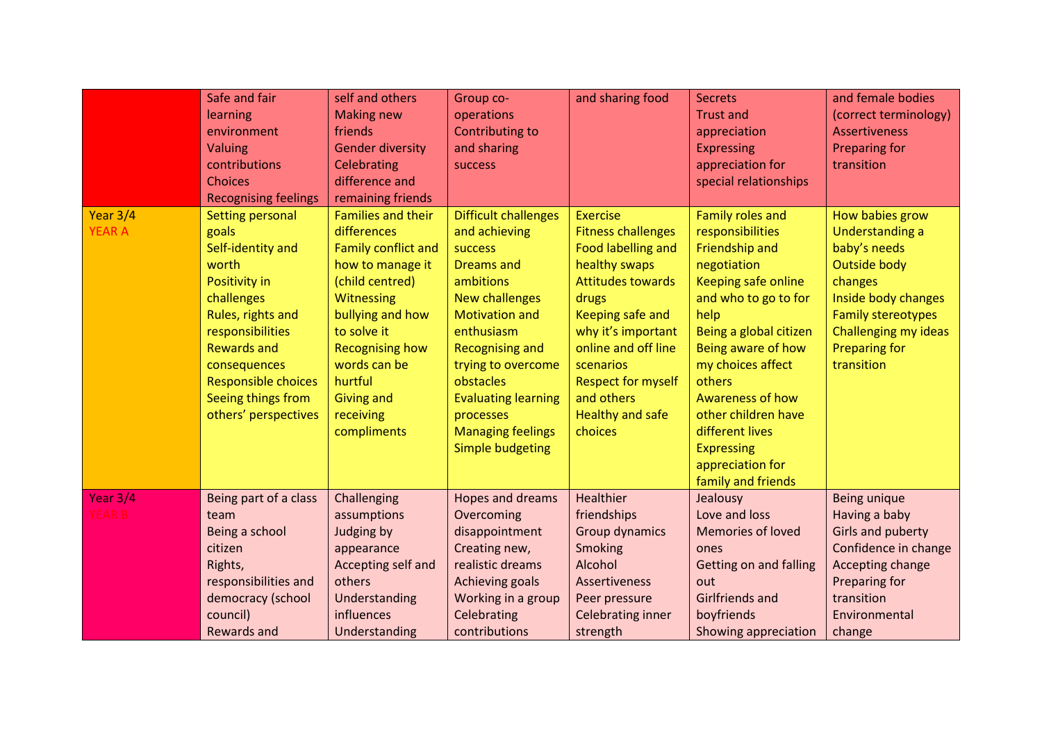| | | | | | | |
|---|---|---|---|---|---|---|
| | Safe and fair learning environment<br>Valuing contributions<br>Choices<br>Recognising feelings | self and others<br>Making new friends<br>Gender diversity<br>Celebrating difference and remaining friends | Group co-operations<br>Contributing to and sharing success | and sharing food | Secrets<br>Trust and appreciation<br>Expressing appreciation for special relationships | and female bodies (correct terminology)<br>Assertiveness<br>Preparing for transition |
| Year 3/4<br>YEAR A | Setting personal goals<br>Self-identity and worth<br>Positivity in challenges<br>Rules, rights and responsibilities<br>Rewards and consequences<br>Responsible choices<br>Seeing things from others' perspectives | Families and their differences<br>Family conflict and how to manage it (child centred)<br>Witnessing bullying and how to solve it<br>Recognising how words can be hurtful<br>Giving and receiving compliments | Difficult challenges and achieving success<br>Dreams and ambitions<br>New challenges<br>Motivation and enthusiasm<br>Recognising and trying to overcome obstacles<br>Evaluating learning processes<br>Managing feelings<br>Simple budgeting | Exercise<br>Fitness challenges<br>Food labelling and healthy swaps<br>Attitudes towards drugs<br>Keeping safe and why it's important online and off line scenarios<br>Respect for myself and others<br>Healthy and safe choices | Family roles and responsibilities<br>Friendship and negotiation<br>Keeping safe online and who to go to for help<br>Being a global citizen<br>Being aware of how my choices affect others<br>Awareness of how other children have different lives<br>Expressing appreciation for family and friends | How babies grow<br>Understanding a baby's needs<br>Outside body changes<br>Inside body changes<br>Family stereotypes<br>Challenging my ideas<br>Preparing for transition |
| Year 3/4<br>YEAR B | Being part of a class team<br>Being a school citizen<br>Rights, responsibilities and democracy (school council)<br>Rewards and | Challenging assumptions<br>Judging by appearance<br>Accepting self and others<br>Understanding influences<br>Understanding | Hopes and dreams<br>Overcoming disappointment<br>Creating new, realistic dreams<br>Achieving goals<br>Working in a group<br>Celebrating contributions | Healthier friendships<br>Group dynamics<br>Smoking<br>Alcohol<br>Assertiveness<br>Peer pressure<br>Celebrating inner strength | Jealousy<br>Love and loss<br>Memories of loved ones<br>Getting on and falling out<br>Girlfriends and boyfriends<br>Showing appreciation | Being unique<br>Having a baby<br>Girls and puberty<br>Confidence in change<br>Accepting change<br>Preparing for transition<br>Environmental change |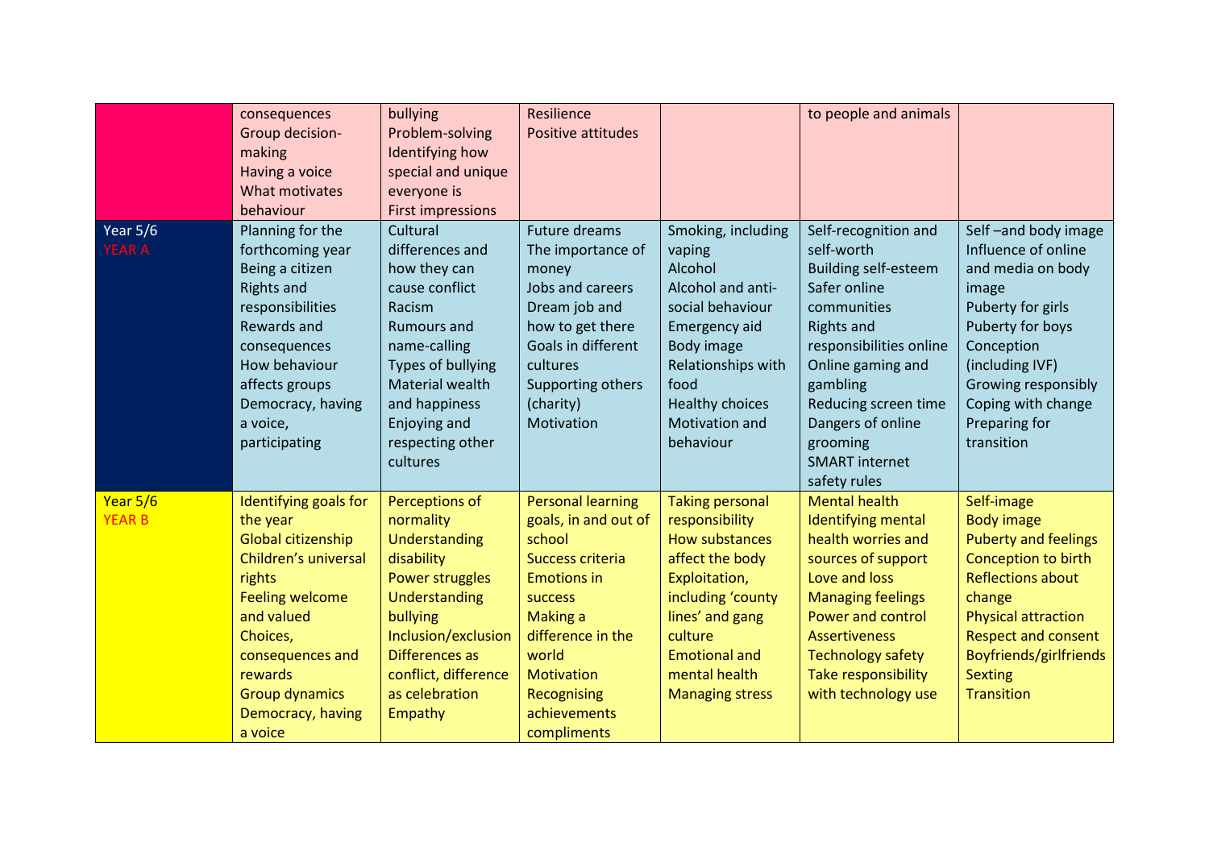|  |  |  |  |  |  |  |
|---|---|---|---|---|---|---|
|  | consequences<br>Group decision-making<br>Having a voice<br>What motivates behaviour | bullying<br>Problem-solving<br>Identifying how special and unique everyone is<br>First impressions | Resilience<br>Positive attitudes |  | to people and animals |  |
| Year 5/6<br>YEAR A | Planning for the forthcoming year<br>Being a citizen<br>Rights and responsibilities<br>Rewards and consequences<br>How behaviour affects groups<br>Democracy, having a voice, participating | Cultural differences and how they can cause conflict<br>Racism<br>Rumours and name-calling<br>Types of bullying<br>Material wealth and happiness<br>Enjoying and respecting other cultures | Future dreams<br>The importance of money<br>Jobs and careers<br>Dream job and how to get there<br>Goals in different cultures<br>Supporting others (charity)<br>Motivation | Smoking, including vaping<br>Alcohol<br>Alcohol and anti-social behaviour<br>Emergency aid<br>Body image<br>Relationships with food<br>Healthy choices<br>Motivation and behaviour | Self-recognition and self-worth<br>Building self-esteem<br>Safer online communities<br>Rights and responsibilities online<br>Online gaming and gambling<br>Reducing screen time<br>Dangers of online grooming<br>SMART internet safety rules | Self –and body image<br>Influence of online and media on body image<br>Puberty for girls<br>Puberty for boys<br>Conception (including IVF)<br>Growing responsibly<br>Coping with change<br>Preparing for transition |
| Year 5/6<br>YEAR B | Identifying goals for the year<br>Global citizenship<br>Children's universal rights<br>Feeling welcome and valued<br>Choices, consequences and rewards<br>Group dynamics<br>Democracy, having a voice | Perceptions of normality<br>Understanding disability<br>Power struggles<br>Understanding bullying<br>Inclusion/exclusion<br>Differences as conflict, difference as celebration<br>Empathy | Personal learning goals, in and out of school<br>Success criteria<br>Emotions in success<br>Making a difference in the world<br>Motivation<br>Recognising achievements<br>compliments | Taking personal responsibility<br>How substances affect the body<br>Exploitation, including 'county lines' and gang culture<br>Emotional and mental health<br>Managing stress | Mental health<br>Identifying mental health worries and sources of support<br>Love and loss<br>Managing feelings<br>Power and control<br>Assertiveness<br>Technology safety<br>Take responsibility with technology use | Self-image<br>Body image<br>Puberty and feelings<br>Conception to birth<br>Reflections about change<br>Physical attraction<br>Respect and consent<br>Boyfriends/girlfriends<br>Sexting<br>Transition |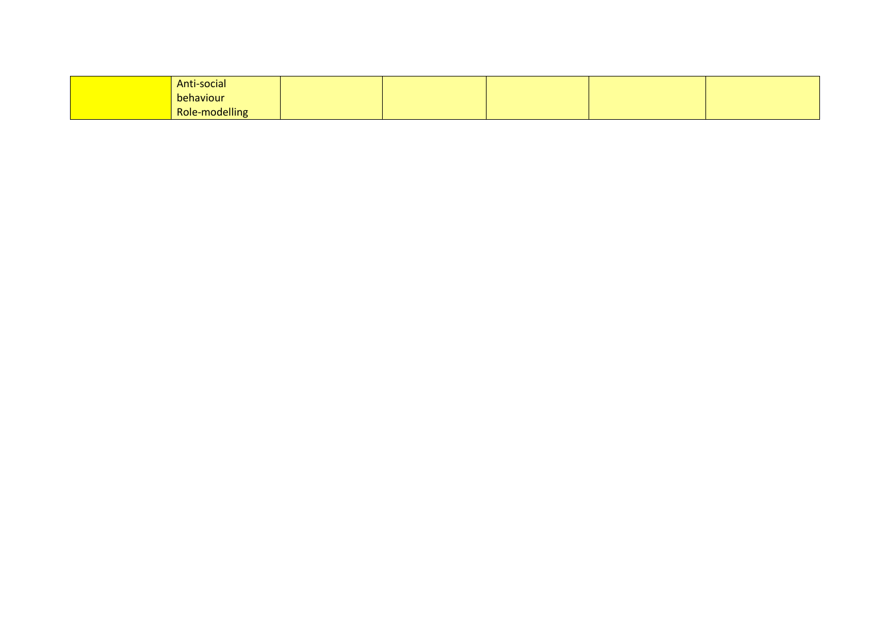| | | | | | | |
|---|---|---|---|---|---|---|
| | Anti-social behaviour Role-modelling | | | | | |